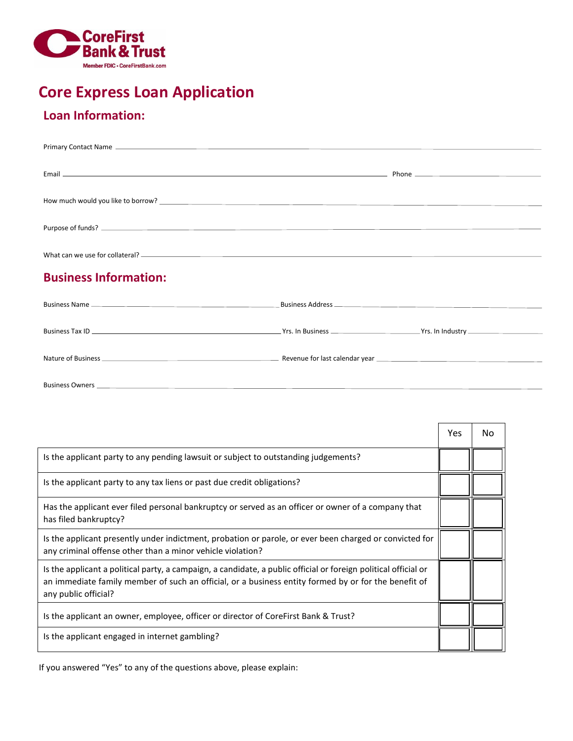CoreFirst Bank & Trust

Member FDIC • CoreFirstBank.com

# Core Express Loan Application

## Loan Information:

Primary Contact Name ______________________________________________

Email ______________________________________________ Phone ______________________

How much would you like to borrow? ______________________________________________

Purpose of funds? ______________________________________________

What can we use for collateral? ______________________________________________

## Business Information:

Business Name ______________________ Business Address ______________________

Business Tax ID ______________________ Yrs. In Business ____________ Yrs. In Industry ____________

Nature of Business ______________________ Revenue for last calendar year ______________________

Business Owners ______________________________________________

| | Yes | No |
|---|---|---|
| Is the applicant party to any pending lawsuit or subject to outstanding judgements? | | |
| Is the applicant party to any tax liens or past due credit obligations? | | |
| Has the applicant ever filed personal bankruptcy or served as an officer or owner of a company that has filed bankruptcy? | | |
| Is the applicant presently under indictment, probation or parole, or ever been charged or convicted for any criminal offense other than a minor vehicle violation? | | |
| Is the applicant a political party, a campaign, a candidate, a public official or foreign political official or an immediate family member of such an official, or a business entity formed by or for the benefit of any public official? | | |
| Is the applicant an owner, employee, officer or director of CoreFirst Bank & Trust? | | |
| Is the applicant engaged in internet gambling? | | |

If you answered "Yes" to any of the questions above, please explain: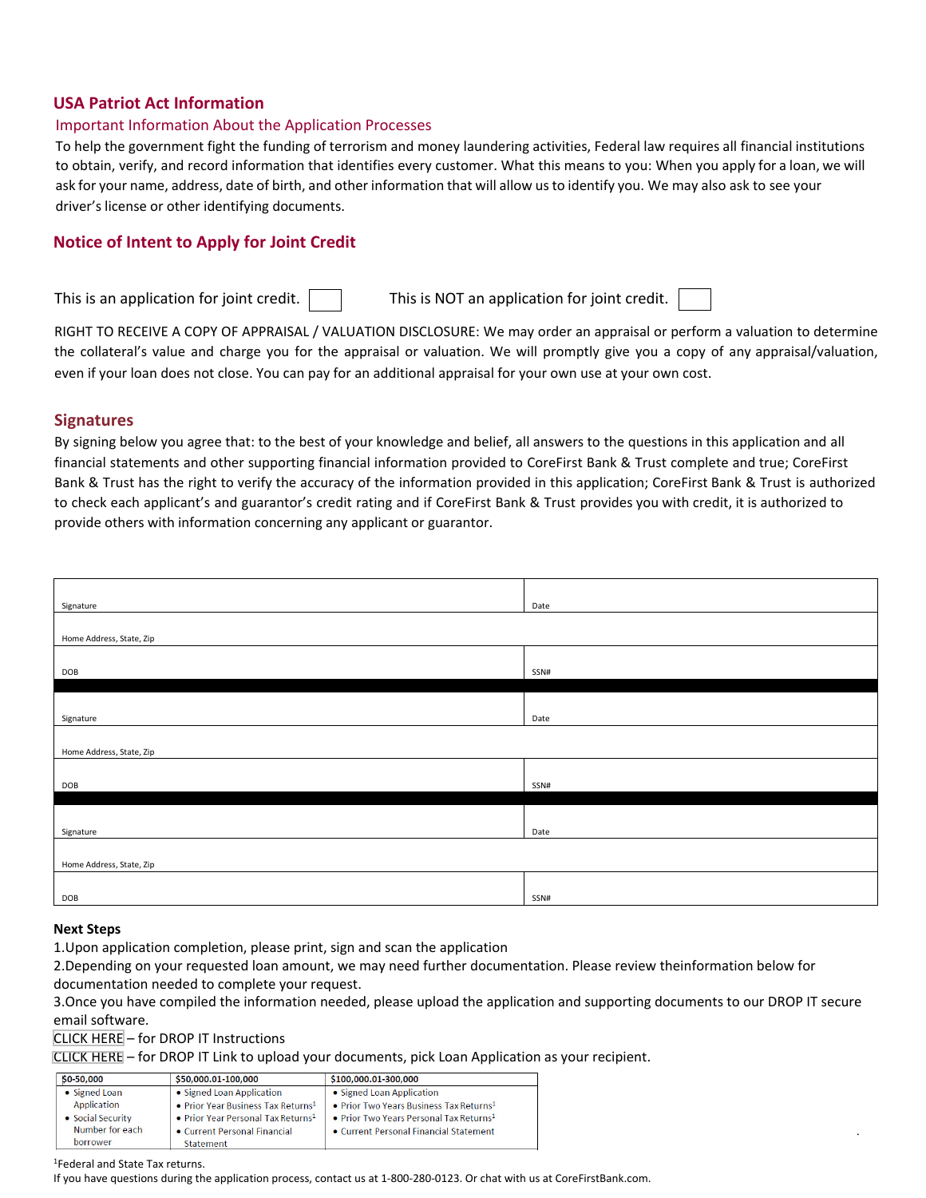## USA Patriot Act Information

### Important Information About the Application Processes

To help the government fight the funding of terrorism and money laundering activities, Federal law requires all financial institutions to obtain, verify, and record information that identifies every customer. What this means to you: When you apply for a loan, we will ask for your name, address, date of birth, and other information that will allow us to identify you. We may also ask to see your driver's license or other identifying documents.

## Notice of Intent to Apply for Joint Credit

This is an application for joint credit. ☐ This is NOT an application for joint credit. ☐

RIGHT TO RECEIVE A COPY OF APPRAISAL / VALUATION DISCLOSURE: We may order an appraisal or perform a valuation to determine the collateral's value and charge you for the appraisal or valuation. We will promptly give you a copy of any appraisal/valuation, even if your loan does not close. You can pay for an additional appraisal for your own use at your own cost.

## Signatures

By signing below you agree that: to the best of your knowledge and belief, all answers to the questions in this application and all financial statements and other supporting financial information provided to CoreFirst Bank & Trust complete and true; CoreFirst Bank & Trust has the right to verify the accuracy of the information provided in this application; CoreFirst Bank & Trust is authorized to check each applicant's and guarantor's credit rating and if CoreFirst Bank & Trust provides you with credit, it is authorized to provide others with information concerning any applicant or guarantor.

| | |
|---|---|
| Signature | Date |
| Home Address, State, Zip | |
| DOB | SSN# |
| Signature | Date |
| Home Address, State, Zip | |
| DOB | SSN# |
| Signature | Date |
| Home Address, State, Zip | |
| DOB | SSN# |

**Next Steps**

1.Upon application completion, please print, sign and scan the application

2.Depending on your requested loan amount, we may need further documentation. Please review theinformation below for documentation needed to complete your request.

3.Once you have compiled the information needed, please upload the application and supporting documents to our DROP IT secure email software.

CLICK HERE – for DROP IT Instructions

CLICK HERE – for DROP IT Link to upload your documents, pick Loan Application as your recipient.

| $0-50,000 | $50,000.01-100,000 | $100,000.01-300,000 |
|---|---|---|
| • Signed Loan Application<br>• Social Security Number for each borrower | • Signed Loan Application<br>• Prior Year Business Tax Returns[1]<br>• Prior Year Personal Tax Returns[1]<br>• Current Personal Financial Statement | • Signed Loan Application<br>• Prior Two Years Business Tax Returns[1]<br>• Prior Two Years Personal Tax Returns[1]<br>• Current Personal Financial Statement |

[1]Federal and State Tax returns.

If you have questions during the application process, contact us at 1-800-280-0123. Or chat with us at CoreFirstBank.com.